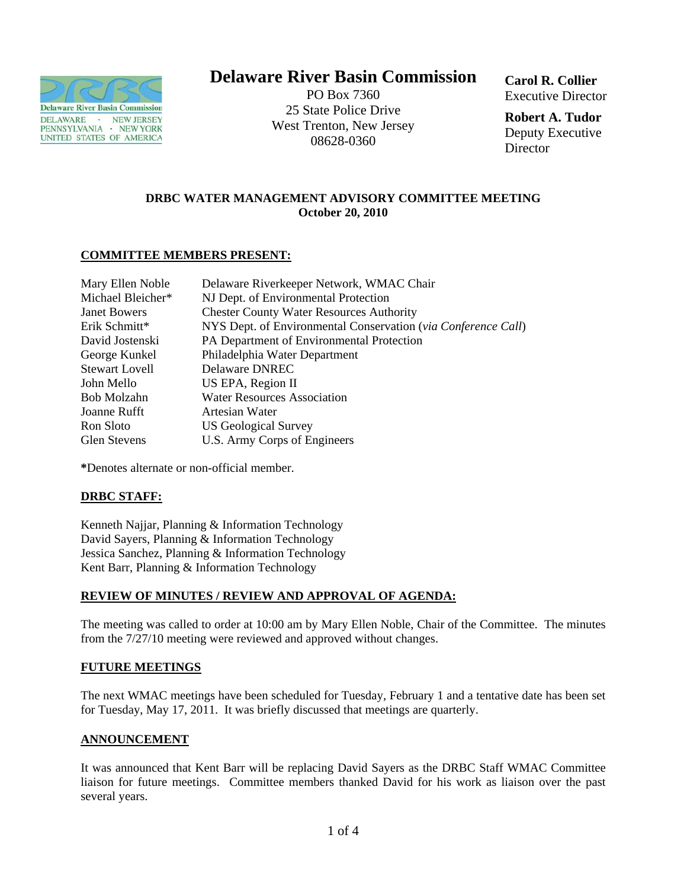# Delaware River Basin Commission

PO Box 7360
25 State Police Drive
West Trenton, New Jersey
08628-0360

**Carol R. Collier**
Executive Director

**Robert A. Tudor**
Deputy Executive Director

## DRBC WATER MANAGEMENT ADVISORY COMMITTEE MEETING
**October 20, 2010**

### COMMITTEE MEMBERS PRESENT:

| | |
|---|---|
| Mary Ellen Noble | Delaware Riverkeeper Network, WMAC Chair |
| Michael Bleicher* | NJ Dept. of Environmental Protection |
| Janet Bowers | Chester County Water Resources Authority |
| Erik Schmitt* | NYS Dept. of Environmental Conservation (*via Conference Call*) |
| David Jostenski | PA Department of Environmental Protection |
| George Kunkel | Philadelphia Water Department |
| Stewart Lovell | Delaware DNREC |
| John Mello | US EPA, Region II |
| Bob Molzahn | Water Resources Association |
| Joanne Rufft | Artesian Water |
| Ron Sloto | US Geological Survey |
| Glen Stevens | U.S. Army Corps of Engineers |

**\***Denotes alternate or non-official member.

### DRBC STAFF:

Kenneth Najjar, Planning & Information Technology
David Sayers, Planning & Information Technology
Jessica Sanchez, Planning & Information Technology
Kent Barr, Planning & Information Technology

### REVIEW OF MINUTES / REVIEW AND APPROVAL OF AGENDA:

The meeting was called to order at 10:00 am by Mary Ellen Noble, Chair of the Committee. The minutes from the 7/27/10 meeting were reviewed and approved without changes.

### FUTURE MEETINGS

The next WMAC meetings have been scheduled for Tuesday, February 1 and a tentative date has been set for Tuesday, May 17, 2011. It was briefly discussed that meetings are quarterly.

### ANNOUNCEMENT

It was announced that Kent Barr will be replacing David Sayers as the DRBC Staff WMAC Committee liaison for future meetings. Committee members thanked David for his work as liaison over the past several years.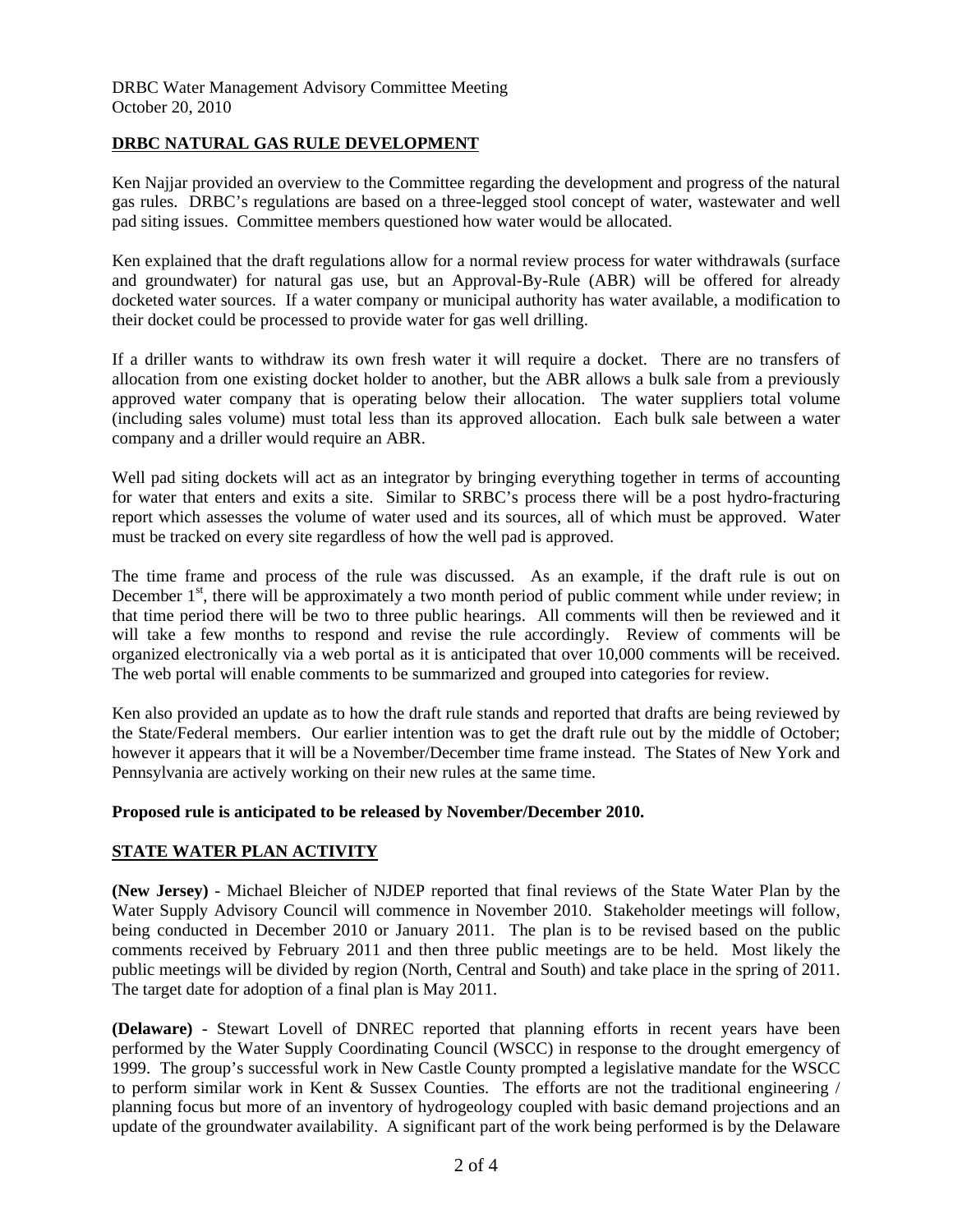DRBC Water Management Advisory Committee Meeting
October 20, 2010

## DRBC NATURAL GAS RULE DEVELOPMENT

Ken Najjar provided an overview to the Committee regarding the development and progress of the natural gas rules. DRBC's regulations are based on a three-legged stool concept of water, wastewater and well pad siting issues. Committee members questioned how water would be allocated.

Ken explained that the draft regulations allow for a normal review process for water withdrawals (surface and groundwater) for natural gas use, but an Approval-By-Rule (ABR) will be offered for already docketed water sources. If a water company or municipal authority has water available, a modification to their docket could be processed to provide water for gas well drilling.

If a driller wants to withdraw its own fresh water it will require a docket. There are no transfers of allocation from one existing docket holder to another, but the ABR allows a bulk sale from a previously approved water company that is operating below their allocation. The water suppliers total volume (including sales volume) must total less than its approved allocation. Each bulk sale between a water company and a driller would require an ABR.

Well pad siting dockets will act as an integrator by bringing everything together in terms of accounting for water that enters and exits a site. Similar to SRBC's process there will be a post hydro-fracturing report which assesses the volume of water used and its sources, all of which must be approved. Water must be tracked on every site regardless of how the well pad is approved.

The time frame and process of the rule was discussed. As an example, if the draft rule is out on December 1st, there will be approximately a two month period of public comment while under review; in that time period there will be two to three public hearings. All comments will then be reviewed and it will take a few months to respond and revise the rule accordingly. Review of comments will be organized electronically via a web portal as it is anticipated that over 10,000 comments will be received. The web portal will enable comments to be summarized and grouped into categories for review.

Ken also provided an update as to how the draft rule stands and reported that drafts are being reviewed by the State/Federal members. Our earlier intention was to get the draft rule out by the middle of October; however it appears that it will be a November/December time frame instead. The States of New York and Pennsylvania are actively working on their new rules at the same time.

**Proposed rule is anticipated to be released by November/December 2010.**

## STATE WATER PLAN ACTIVITY

**(New Jersey)** - Michael Bleicher of NJDEP reported that final reviews of the State Water Plan by the Water Supply Advisory Council will commence in November 2010. Stakeholder meetings will follow, being conducted in December 2010 or January 2011. The plan is to be revised based on the public comments received by February 2011 and then three public meetings are to be held. Most likely the public meetings will be divided by region (North, Central and South) and take place in the spring of 2011. The target date for adoption of a final plan is May 2011.

**(Delaware)** - Stewart Lovell of DNREC reported that planning efforts in recent years have been performed by the Water Supply Coordinating Council (WSCC) in response to the drought emergency of 1999. The group's successful work in New Castle County prompted a legislative mandate for the WSCC to perform similar work in Kent & Sussex Counties. The efforts are not the traditional engineering / planning focus but more of an inventory of hydrogeology coupled with basic demand projections and an update of the groundwater availability. A significant part of the work being performed is by the Delaware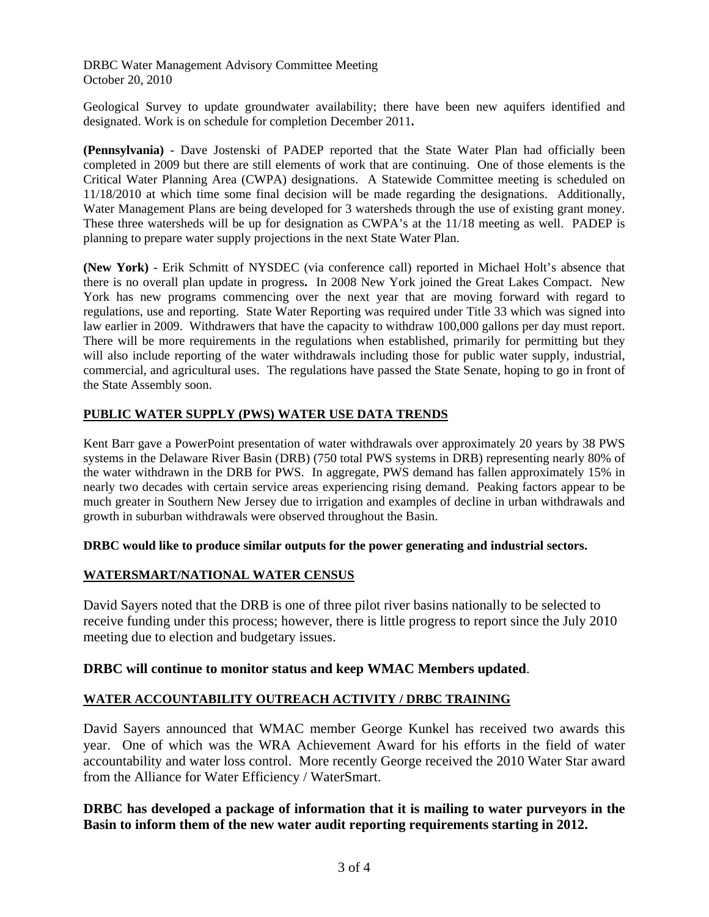Geological Survey to update groundwater availability; there have been new aquifers identified and designated. Work is on schedule for completion December 2011**.**

**(Pennsylvania)** - Dave Jostenski of PADEP reported that the State Water Plan had officially been completed in 2009 but there are still elements of work that are continuing. One of those elements is the Critical Water Planning Area (CWPA) designations. A Statewide Committee meeting is scheduled on 11/18/2010 at which time some final decision will be made regarding the designations. Additionally, Water Management Plans are being developed for 3 watersheds through the use of existing grant money. These three watersheds will be up for designation as CWPA's at the 11/18 meeting as well. PADEP is planning to prepare water supply projections in the next State Water Plan.

**(New York)** - Erik Schmitt of NYSDEC (via conference call) reported in Michael Holt's absence that there is no overall plan update in progress**.** In 2008 New York joined the Great Lakes Compact. New York has new programs commencing over the next year that are moving forward with regard to regulations, use and reporting. State Water Reporting was required under Title 33 which was signed into law earlier in 2009. Withdrawers that have the capacity to withdraw 100,000 gallons per day must report. There will be more requirements in the regulations when established, primarily for permitting but they will also include reporting of the water withdrawals including those for public water supply, industrial, commercial, and agricultural uses. The regulations have passed the State Senate, hoping to go in front of the State Assembly soon.

## PUBLIC WATER SUPPLY (PWS) WATER USE DATA TRENDS

Kent Barr gave a PowerPoint presentation of water withdrawals over approximately 20 years by 38 PWS systems in the Delaware River Basin (DRB) (750 total PWS systems in DRB) representing nearly 80% of the water withdrawn in the DRB for PWS. In aggregate, PWS demand has fallen approximately 15% in nearly two decades with certain service areas experiencing rising demand. Peaking factors appear to be much greater in Southern New Jersey due to irrigation and examples of decline in urban withdrawals and growth in suburban withdrawals were observed throughout the Basin.

**DRBC would like to produce similar outputs for the power generating and industrial sectors.**

## WATERSMART/NATIONAL WATER CENSUS

David Sayers noted that the DRB is one of three pilot river basins nationally to be selected to receive funding under this process; however, there is little progress to report since the July 2010 meeting due to election and budgetary issues.

**DRBC will continue to monitor status and keep WMAC Members updated**.

## WATER ACCOUNTABILITY OUTREACH ACTIVITY / DRBC TRAINING

David Sayers announced that WMAC member George Kunkel has received two awards this year. One of which was the WRA Achievement Award for his efforts in the field of water accountability and water loss control. More recently George received the 2010 Water Star award from the Alliance for Water Efficiency / WaterSmart.

**DRBC has developed a package of information that it is mailing to water purveyors in the Basin to inform them of the new water audit reporting requirements starting in 2012.**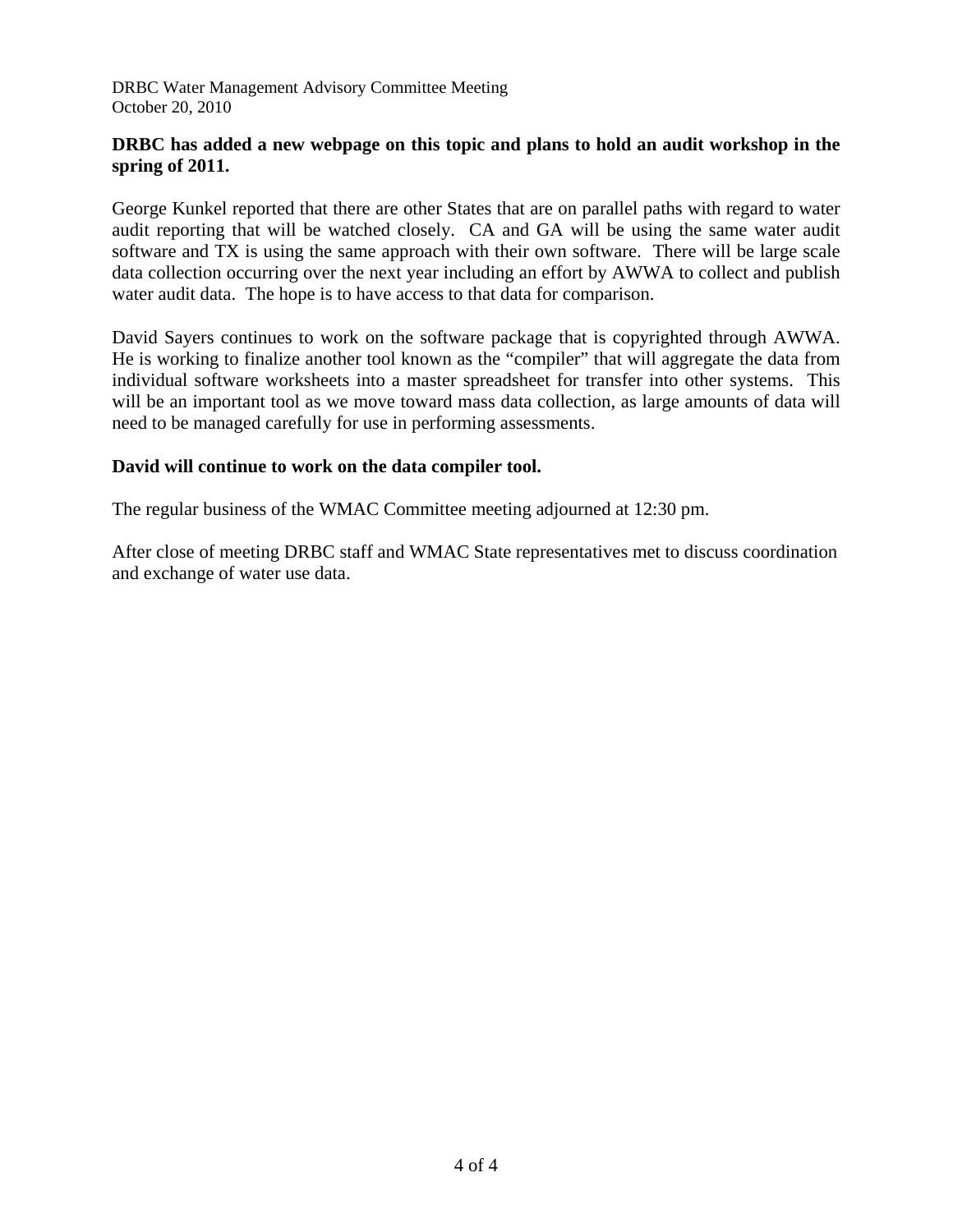**DRBC has added a new webpage on this topic and plans to hold an audit workshop in the spring of 2011.**

George Kunkel reported that there are other States that are on parallel paths with regard to water audit reporting that will be watched closely. CA and GA will be using the same water audit software and TX is using the same approach with their own software. There will be large scale data collection occurring over the next year including an effort by AWWA to collect and publish water audit data. The hope is to have access to that data for comparison.

David Sayers continues to work on the software package that is copyrighted through AWWA. He is working to finalize another tool known as the "compiler" that will aggregate the data from individual software worksheets into a master spreadsheet for transfer into other systems. This will be an important tool as we move toward mass data collection, as large amounts of data will need to be managed carefully for use in performing assessments.

**David will continue to work on the data compiler tool.**

The regular business of the WMAC Committee meeting adjourned at 12:30 pm.

After close of meeting DRBC staff and WMAC State representatives met to discuss coordination and exchange of water use data.